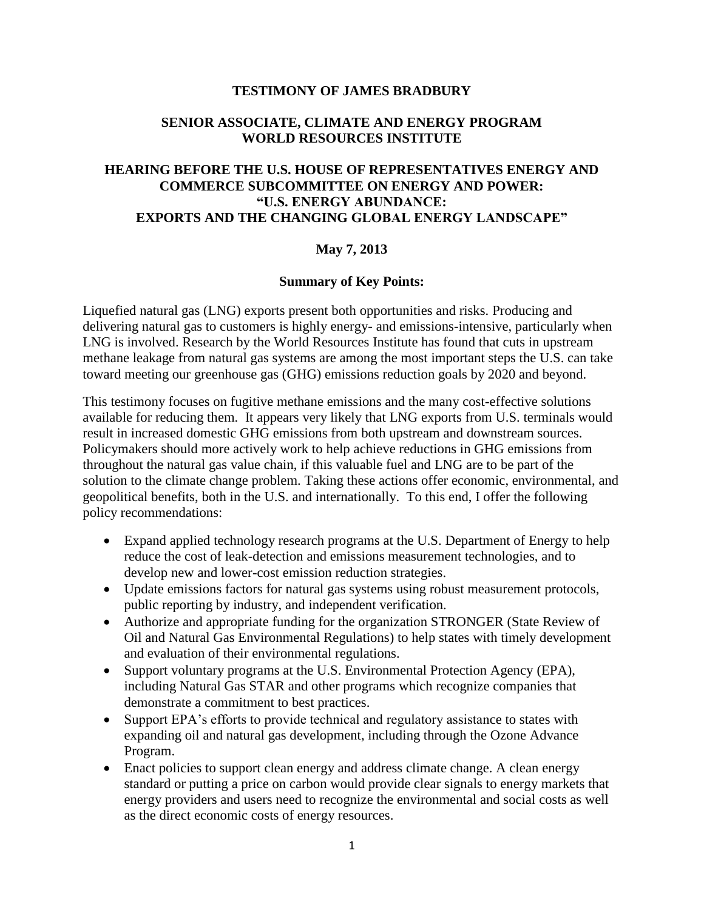# TESTIMONY OF JAMES BRADBURY

## SENIOR ASSOCIATE, CLIMATE AND ENERGY PROGRAM WORLD RESOURCES INSTITUTE

## HEARING BEFORE THE U.S. HOUSE OF REPRESENTATIVES ENERGY AND COMMERCE SUBCOMMITTEE ON ENERGY AND POWER: "U.S. ENERGY ABUNDANCE: EXPORTS AND THE CHANGING GLOBAL ENERGY LANDSCAPE"

**May 7, 2013**

### Summary of Key Points:

Liquefied natural gas (LNG) exports present both opportunities and risks. Producing and delivering natural gas to customers is highly energy- and emissions-intensive, particularly when LNG is involved. Research by the World Resources Institute has found that cuts in upstream methane leakage from natural gas systems are among the most important steps the U.S. can take toward meeting our greenhouse gas (GHG) emissions reduction goals by 2020 and beyond.

This testimony focuses on fugitive methane emissions and the many cost-effective solutions available for reducing them. It appears very likely that LNG exports from U.S. terminals would result in increased domestic GHG emissions from both upstream and downstream sources. Policymakers should more actively work to help achieve reductions in GHG emissions from throughout the natural gas value chain, if this valuable fuel and LNG are to be part of the solution to the climate change problem. Taking these actions offer economic, environmental, and geopolitical benefits, both in the U.S. and internationally. To this end, I offer the following policy recommendations:

- Expand applied technology research programs at the U.S. Department of Energy to help reduce the cost of leak-detection and emissions measurement technologies, and to develop new and lower-cost emission reduction strategies.
- Update emissions factors for natural gas systems using robust measurement protocols, public reporting by industry, and independent verification.
- Authorize and appropriate funding for the organization STRONGER (State Review of Oil and Natural Gas Environmental Regulations) to help states with timely development and evaluation of their environmental regulations.
- Support voluntary programs at the U.S. Environmental Protection Agency (EPA), including Natural Gas STAR and other programs which recognize companies that demonstrate a commitment to best practices.
- Support EPA's efforts to provide technical and regulatory assistance to states with expanding oil and natural gas development, including through the Ozone Advance Program.
- Enact policies to support clean energy and address climate change. A clean energy standard or putting a price on carbon would provide clear signals to energy markets that energy providers and users need to recognize the environmental and social costs as well as the direct economic costs of energy resources.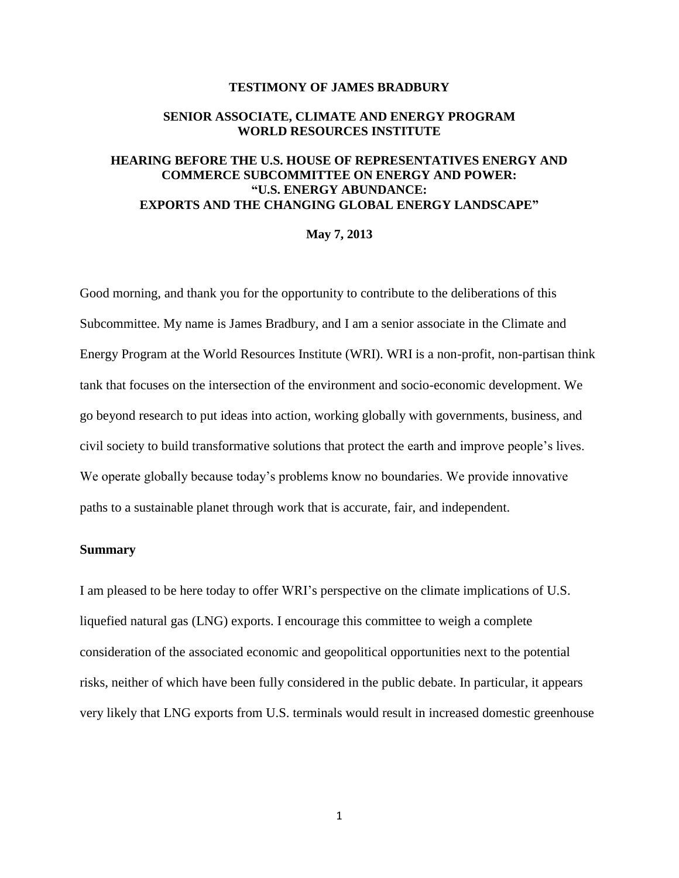**TESTIMONY OF JAMES BRADBURY**

**SENIOR ASSOCIATE, CLIMATE AND ENERGY PROGRAM**
**WORLD RESOURCES INSTITUTE**

**HEARING BEFORE THE U.S. HOUSE OF REPRESENTATIVES ENERGY AND COMMERCE SUBCOMMITTEE ON ENERGY AND POWER:**
**"U.S. ENERGY ABUNDANCE:**
**EXPORTS AND THE CHANGING GLOBAL ENERGY LANDSCAPE"**

**May 7, 2013**

Good morning, and thank you for the opportunity to contribute to the deliberations of this Subcommittee. My name is James Bradbury, and I am a senior associate in the Climate and Energy Program at the World Resources Institute (WRI). WRI is a non-profit, non-partisan think tank that focuses on the intersection of the environment and socio-economic development. We go beyond research to put ideas into action, working globally with governments, business, and civil society to build transformative solutions that protect the earth and improve people's lives. We operate globally because today's problems know no boundaries. We provide innovative paths to a sustainable planet through work that is accurate, fair, and independent.

## Summary

I am pleased to be here today to offer WRI's perspective on the climate implications of U.S. liquefied natural gas (LNG) exports. I encourage this committee to weigh a complete consideration of the associated economic and geopolitical opportunities next to the potential risks, neither of which have been fully considered in the public debate. In particular, it appears very likely that LNG exports from U.S. terminals would result in increased domestic greenhouse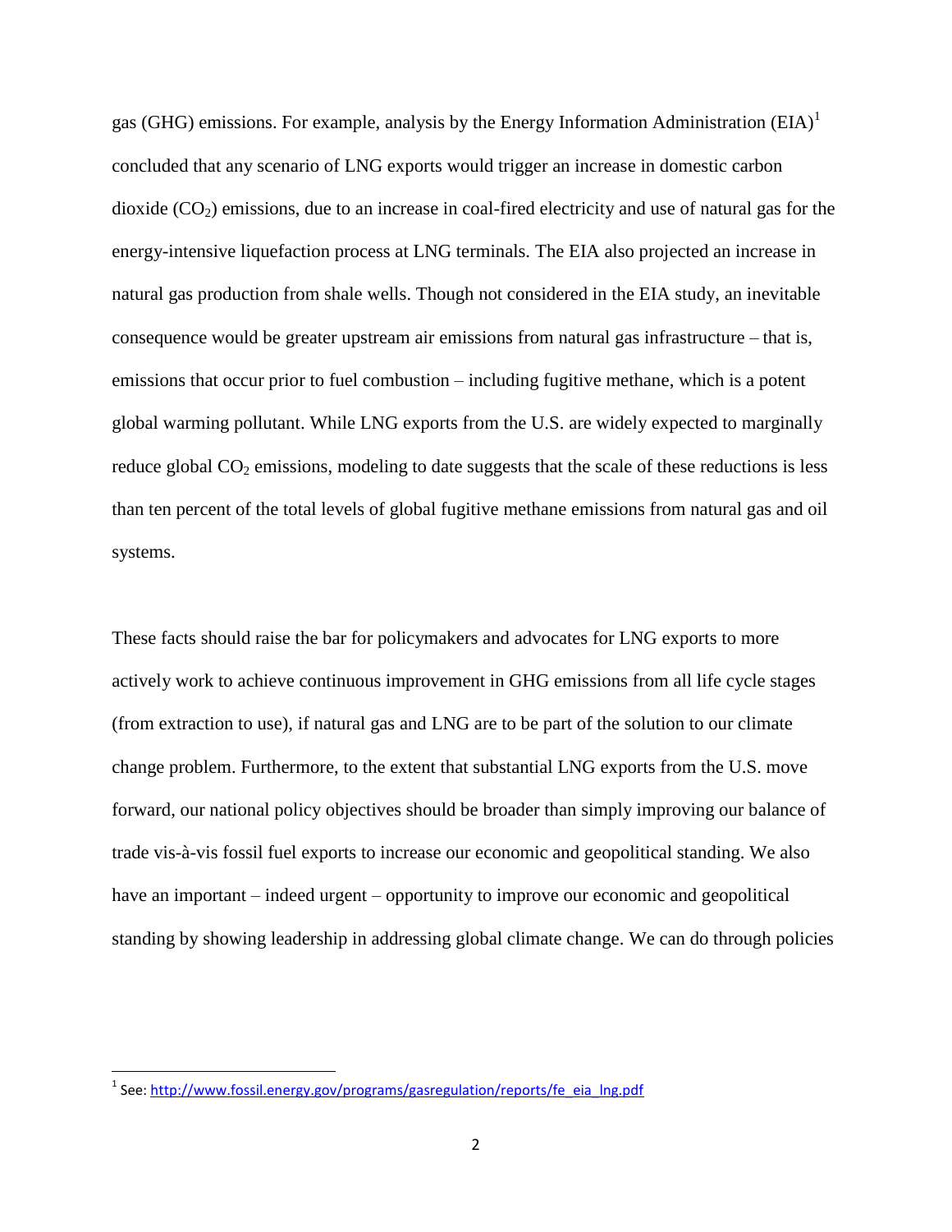gas (GHG) emissions. For example, analysis by the Energy Information Administration (EIA)[1] concluded that any scenario of LNG exports would trigger an increase in domestic carbon dioxide ($CO_2$) emissions, due to an increase in coal-fired electricity and use of natural gas for the energy-intensive liquefaction process at LNG terminals. The EIA also projected an increase in natural gas production from shale wells. Though not considered in the EIA study, an inevitable consequence would be greater upstream air emissions from natural gas infrastructure – that is, emissions that occur prior to fuel combustion – including fugitive methane, which is a potent global warming pollutant. While LNG exports from the U.S. are widely expected to marginally reduce global $CO_2$ emissions, modeling to date suggests that the scale of these reductions is less than ten percent of the total levels of global fugitive methane emissions from natural gas and oil systems.

These facts should raise the bar for policymakers and advocates for LNG exports to more actively work to achieve continuous improvement in GHG emissions from all life cycle stages (from extraction to use), if natural gas and LNG are to be part of the solution to our climate change problem. Furthermore, to the extent that substantial LNG exports from the U.S. move forward, our national policy objectives should be broader than simply improving our balance of trade vis-à-vis fossil fuel exports to increase our economic and geopolitical standing. We also have an important – indeed urgent – opportunity to improve our economic and geopolitical standing by showing leadership in addressing global climate change. We can do through policies

---

[1] See: http://www.fossil.energy.gov/programs/gasregulation/reports/fe_eia_lng.pdf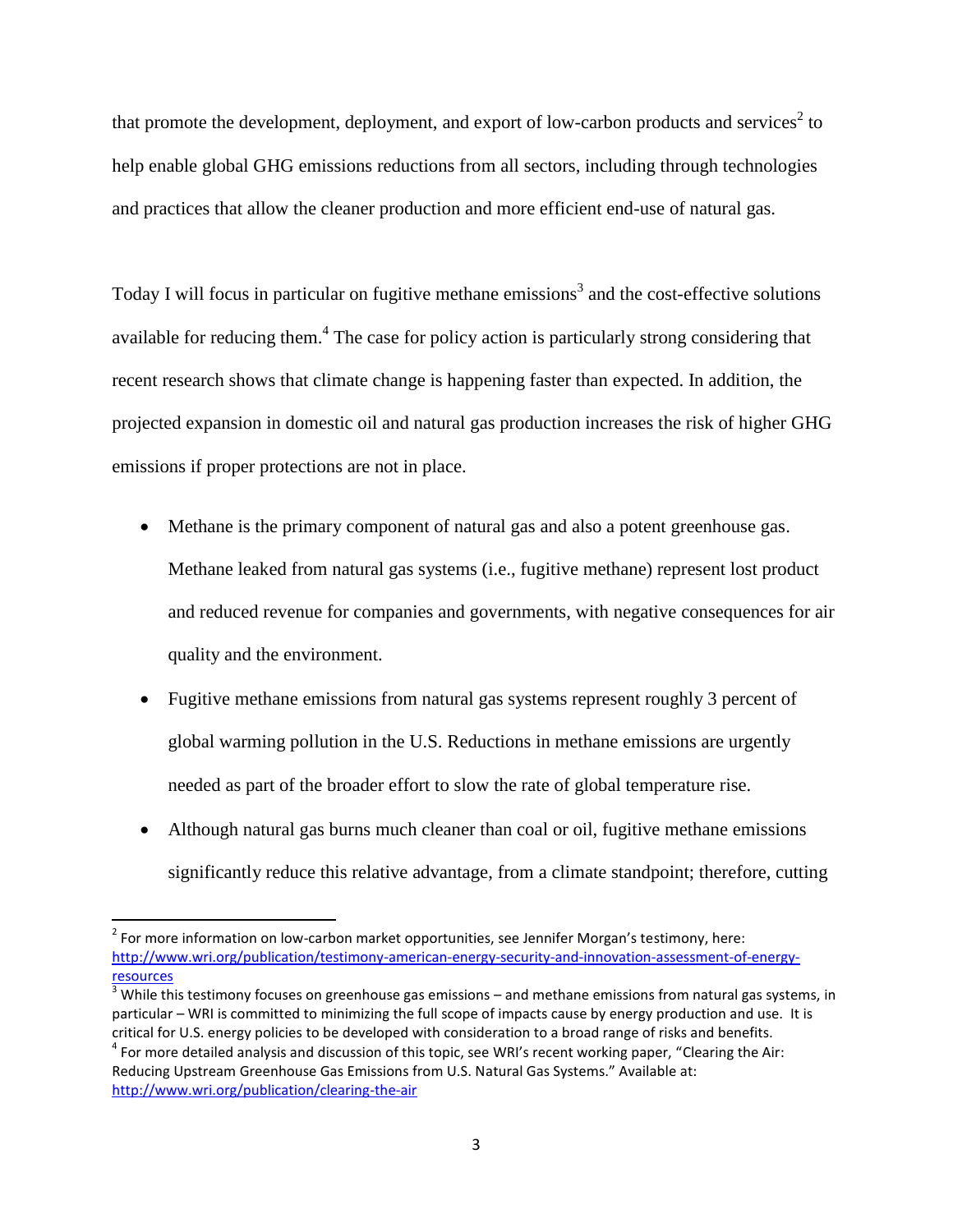that promote the development, deployment, and export of low-carbon products and services[2] to help enable global GHG emissions reductions from all sectors, including through technologies and practices that allow the cleaner production and more efficient end-use of natural gas.

Today I will focus in particular on fugitive methane emissions[3] and the cost-effective solutions available for reducing them.[4] The case for policy action is particularly strong considering that recent research shows that climate change is happening faster than expected. In addition, the projected expansion in domestic oil and natural gas production increases the risk of higher GHG emissions if proper protections are not in place.

- Methane is the primary component of natural gas and also a potent greenhouse gas. Methane leaked from natural gas systems (i.e., fugitive methane) represent lost product and reduced revenue for companies and governments, with negative consequences for air quality and the environment.
- Fugitive methane emissions from natural gas systems represent roughly 3 percent of global warming pollution in the U.S. Reductions in methane emissions are urgently needed as part of the broader effort to slow the rate of global temperature rise.
- Although natural gas burns much cleaner than coal or oil, fugitive methane emissions significantly reduce this relative advantage, from a climate standpoint; therefore, cutting

---

[2] For more information on low-carbon market opportunities, see Jennifer Morgan's testimony, here: http://www.wri.org/publication/testimony-american-energy-security-and-innovation-assessment-of-energy-resources

[3] While this testimony focuses on greenhouse gas emissions – and methane emissions from natural gas systems, in particular – WRI is committed to minimizing the full scope of impacts cause by energy production and use. It is critical for U.S. energy policies to be developed with consideration to a broad range of risks and benefits.

[4] For more detailed analysis and discussion of this topic, see WRI's recent working paper, "Clearing the Air: Reducing Upstream Greenhouse Gas Emissions from U.S. Natural Gas Systems." Available at: http://www.wri.org/publication/clearing-the-air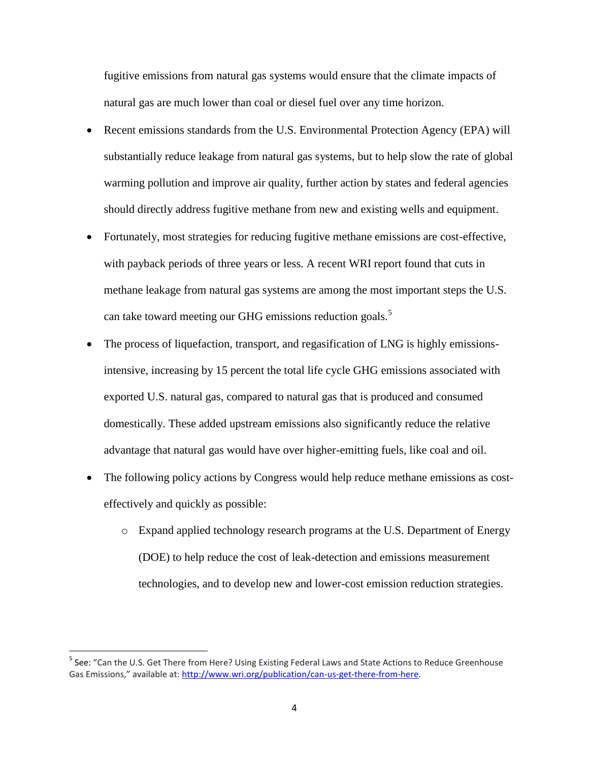fugitive emissions from natural gas systems would ensure that the climate impacts of natural gas are much lower than coal or diesel fuel over any time horizon.

- Recent emissions standards from the U.S. Environmental Protection Agency (EPA) will substantially reduce leakage from natural gas systems, but to help slow the rate of global warming pollution and improve air quality, further action by states and federal agencies should directly address fugitive methane from new and existing wells and equipment.
- Fortunately, most strategies for reducing fugitive methane emissions are cost-effective, with payback periods of three years or less. A recent WRI report found that cuts in methane leakage from natural gas systems are among the most important steps the U.S. can take toward meeting our GHG emissions reduction goals.[5]
- The process of liquefaction, transport, and regasification of LNG is highly emissions-intensive, increasing by 15 percent the total life cycle GHG emissions associated with exported U.S. natural gas, compared to natural gas that is produced and consumed domestically. These added upstream emissions also significantly reduce the relative advantage that natural gas would have over higher-emitting fuels, like coal and oil.
- The following policy actions by Congress would help reduce methane emissions as cost-effectively and quickly as possible:
    - Expand applied technology research programs at the U.S. Department of Energy (DOE) to help reduce the cost of leak-detection and emissions measurement technologies, and to develop new and lower-cost emission reduction strategies.

---

[5] See: "Can the U.S. Get There from Here? Using Existing Federal Laws and State Actions to Reduce Greenhouse Gas Emissions," available at: http://www.wri.org/publication/can-us-get-there-from-here.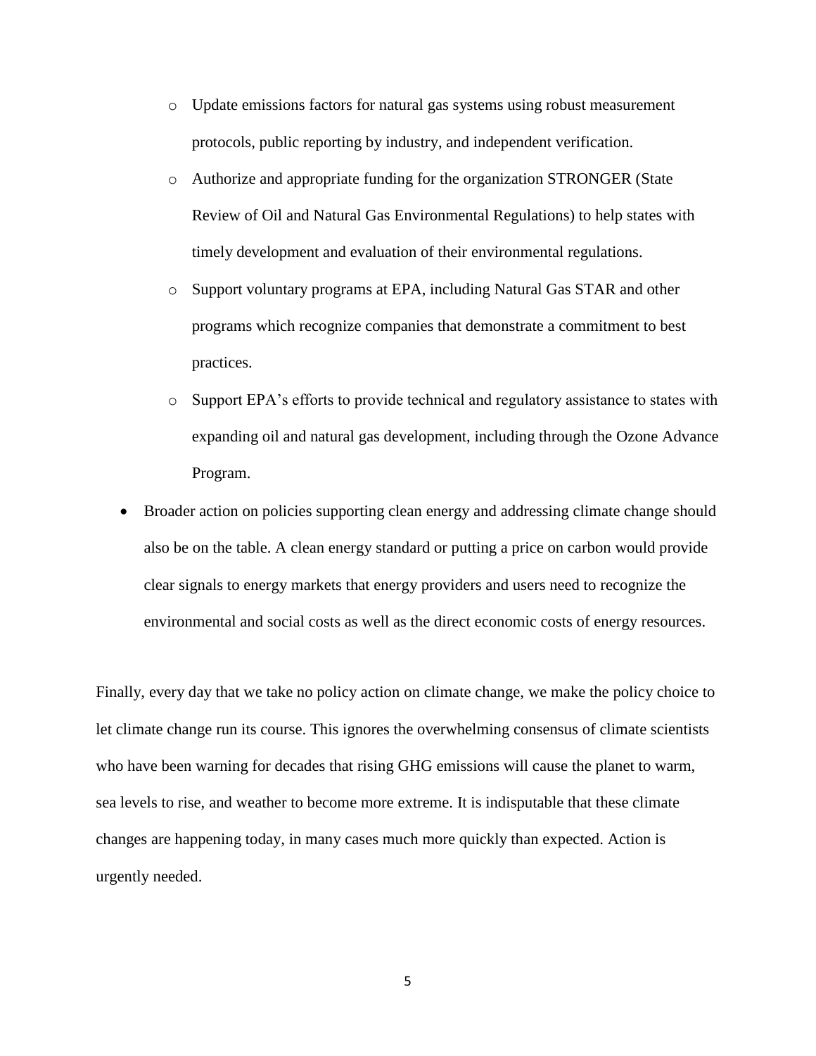- Update emissions factors for natural gas systems using robust measurement protocols, public reporting by industry, and independent verification.
  - Authorize and appropriate funding for the organization STRONGER (State Review of Oil and Natural Gas Environmental Regulations) to help states with timely development and evaluation of their environmental regulations.
  - Support voluntary programs at EPA, including Natural Gas STAR and other programs which recognize companies that demonstrate a commitment to best practices.
  - Support EPA's efforts to provide technical and regulatory assistance to states with expanding oil and natural gas development, including through the Ozone Advance Program.
- Broader action on policies supporting clean energy and addressing climate change should also be on the table. A clean energy standard or putting a price on carbon would provide clear signals to energy markets that energy providers and users need to recognize the environmental and social costs as well as the direct economic costs of energy resources.

Finally, every day that we take no policy action on climate change, we make the policy choice to let climate change run its course. This ignores the overwhelming consensus of climate scientists who have been warning for decades that rising GHG emissions will cause the planet to warm, sea levels to rise, and weather to become more extreme. It is indisputable that these climate changes are happening today, in many cases much more quickly than expected. Action is urgently needed.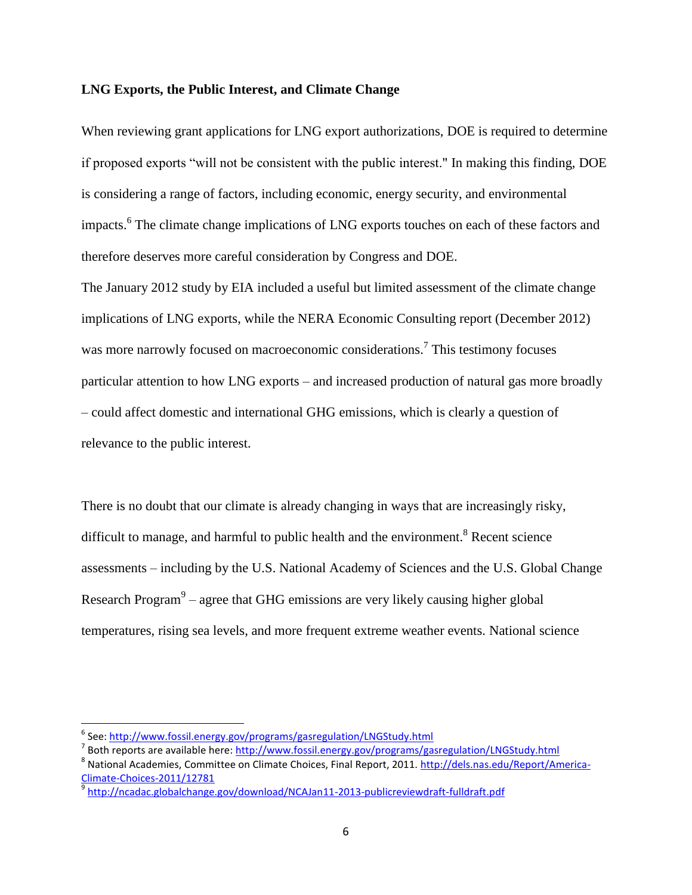**LNG Exports, the Public Interest, and Climate Change**

When reviewing grant applications for LNG export authorizations, DOE is required to determine if proposed exports "will not be consistent with the public interest." In making this finding, DOE is considering a range of factors, including economic, energy security, and environmental impacts.[6] The climate change implications of LNG exports touches on each of these factors and therefore deserves more careful consideration by Congress and DOE.

The January 2012 study by EIA included a useful but limited assessment of the climate change implications of LNG exports, while the NERA Economic Consulting report (December 2012) was more narrowly focused on macroeconomic considerations.[7] This testimony focuses particular attention to how LNG exports – and increased production of natural gas more broadly – could affect domestic and international GHG emissions, which is clearly a question of relevance to the public interest.

There is no doubt that our climate is already changing in ways that are increasingly risky, difficult to manage, and harmful to public health and the environment.[8] Recent science assessments – including by the U.S. National Academy of Sciences and the U.S. Global Change Research Program[9] – agree that GHG emissions are very likely causing higher global temperatures, rising sea levels, and more frequent extreme weather events. National science

---

[6] See: http://www.fossil.energy.gov/programs/gasregulation/LNGStudy.html

[7] Both reports are available here: http://www.fossil.energy.gov/programs/gasregulation/LNGStudy.html

[8] National Academies, Committee on Climate Choices, Final Report, 2011. http://dels.nas.edu/Report/America-Climate-Choices-2011/12781

[9] http://ncadac.globalchange.gov/download/NCAJan11-2013-publicreviewdraft-fulldraft.pdf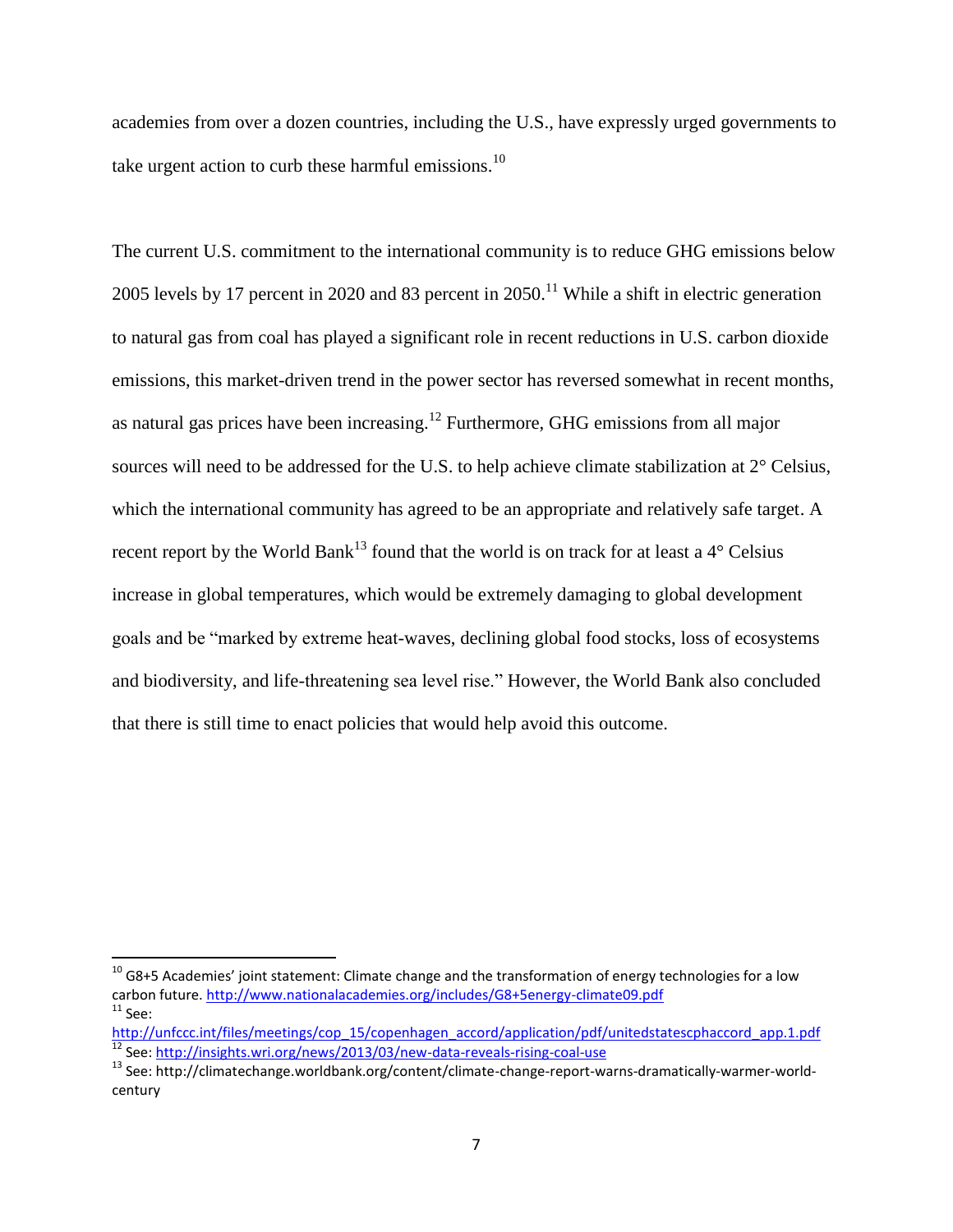academies from over a dozen countries, including the U.S., have expressly urged governments to take urgent action to curb these harmful emissions.[10]

The current U.S. commitment to the international community is to reduce GHG emissions below 2005 levels by 17 percent in 2020 and 83 percent in 2050.[11] While a shift in electric generation to natural gas from coal has played a significant role in recent reductions in U.S. carbon dioxide emissions, this market-driven trend in the power sector has reversed somewhat in recent months, as natural gas prices have been increasing.[12] Furthermore, GHG emissions from all major sources will need to be addressed for the U.S. to help achieve climate stabilization at 2° Celsius, which the international community has agreed to be an appropriate and relatively safe target. A recent report by the World Bank[13] found that the world is on track for at least a 4° Celsius increase in global temperatures, which would be extremely damaging to global development goals and be "marked by extreme heat-waves, declining global food stocks, loss of ecosystems and biodiversity, and life-threatening sea level rise." However, the World Bank also concluded that there is still time to enact policies that would help avoid this outcome.

---

[10] G8+5 Academies' joint statement: Climate change and the transformation of energy technologies for a low carbon future. http://www.nationalacademies.org/includes/G8+5energy-climate09.pdf

[11] See: http://unfccc.int/files/meetings/cop_15/copenhagen_accord/application/pdf/unitedstatescphaccord_app.1.pdf

[12] See: http://insights.wri.org/news/2013/03/new-data-reveals-rising-coal-use

[13] See: http://climatechange.worldbank.org/content/climate-change-report-warns-dramatically-warmer-world-century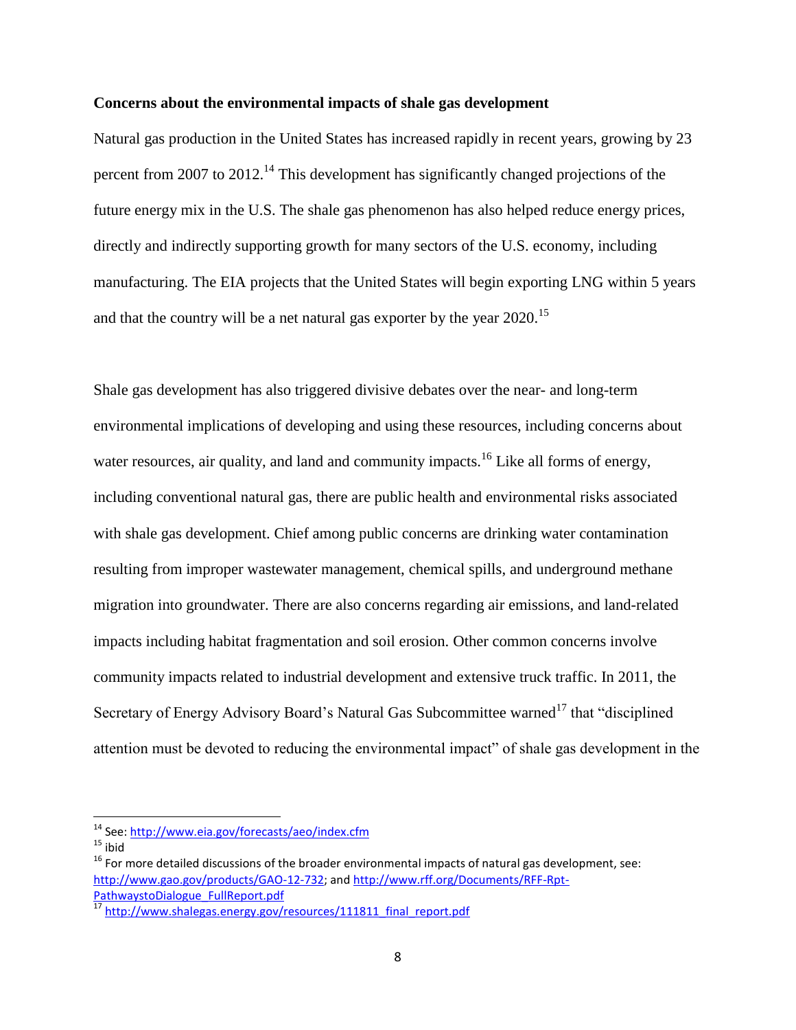**Concerns about the environmental impacts of shale gas development**

Natural gas production in the United States has increased rapidly in recent years, growing by 23 percent from 2007 to 2012.[14] This development has significantly changed projections of the future energy mix in the U.S. The shale gas phenomenon has also helped reduce energy prices, directly and indirectly supporting growth for many sectors of the U.S. economy, including manufacturing. The EIA projects that the United States will begin exporting LNG within 5 years and that the country will be a net natural gas exporter by the year 2020.[15]

Shale gas development has also triggered divisive debates over the near- and long-term environmental implications of developing and using these resources, including concerns about water resources, air quality, and land and community impacts.[16] Like all forms of energy, including conventional natural gas, there are public health and environmental risks associated with shale gas development. Chief among public concerns are drinking water contamination resulting from improper wastewater management, chemical spills, and underground methane migration into groundwater. There are also concerns regarding air emissions, and land-related impacts including habitat fragmentation and soil erosion. Other common concerns involve community impacts related to industrial development and extensive truck traffic. In 2011, the Secretary of Energy Advisory Board's Natural Gas Subcommittee warned[17] that "disciplined attention must be devoted to reducing the environmental impact" of shale gas development in the

---

[14] See: http://www.eia.gov/forecasts/aeo/index.cfm

[15] ibid

[16] For more detailed discussions of the broader environmental impacts of natural gas development, see: http://www.gao.gov/products/GAO-12-732; and http://www.rff.org/Documents/RFF-Rpt-PathwaystoDialogue_FullReport.pdf

[17] http://www.shalegas.energy.gov/resources/111811_final_report.pdf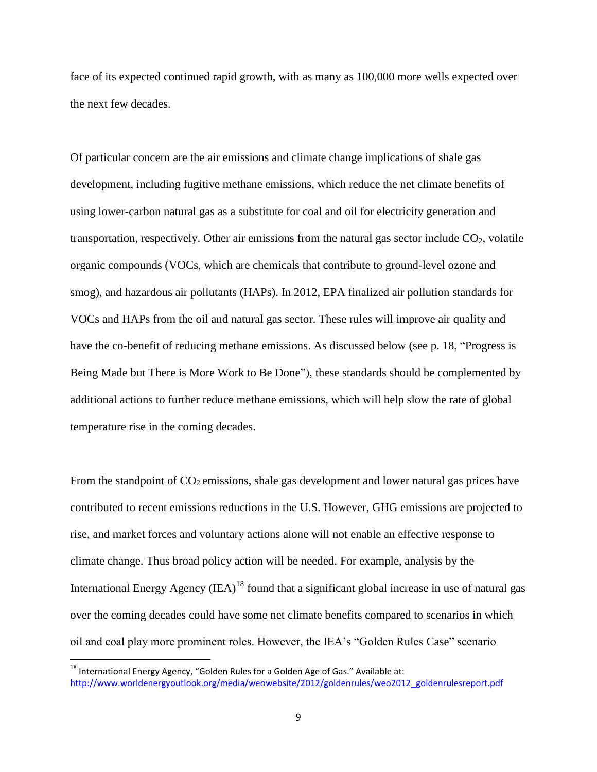face of its expected continued rapid growth, with as many as 100,000 more wells expected over the next few decades.

Of particular concern are the air emissions and climate change implications of shale gas development, including fugitive methane emissions, which reduce the net climate benefits of using lower-carbon natural gas as a substitute for coal and oil for electricity generation and transportation, respectively. Other air emissions from the natural gas sector include $CO_2$, volatile organic compounds (VOCs, which are chemicals that contribute to ground-level ozone and smog), and hazardous air pollutants (HAPs). In 2012, EPA finalized air pollution standards for VOCs and HAPs from the oil and natural gas sector. These rules will improve air quality and have the co-benefit of reducing methane emissions. As discussed below (see p. 18, "Progress is Being Made but There is More Work to Be Done"), these standards should be complemented by additional actions to further reduce methane emissions, which will help slow the rate of global temperature rise in the coming decades.

From the standpoint of $CO_2$ emissions, shale gas development and lower natural gas prices have contributed to recent emissions reductions in the U.S. However, GHG emissions are projected to rise, and market forces and voluntary actions alone will not enable an effective response to climate change. Thus broad policy action will be needed. For example, analysis by the International Energy Agency (IEA)[18] found that a significant global increase in use of natural gas over the coming decades could have some net climate benefits compared to scenarios in which oil and coal play more prominent roles. However, the IEA's "Golden Rules Case" scenario

[18] International Energy Agency, "Golden Rules for a Golden Age of Gas." Available at: http://www.worldenergyoutlook.org/media/weowebsite/2012/goldenrules/weo2012_goldenrulesreport.pdf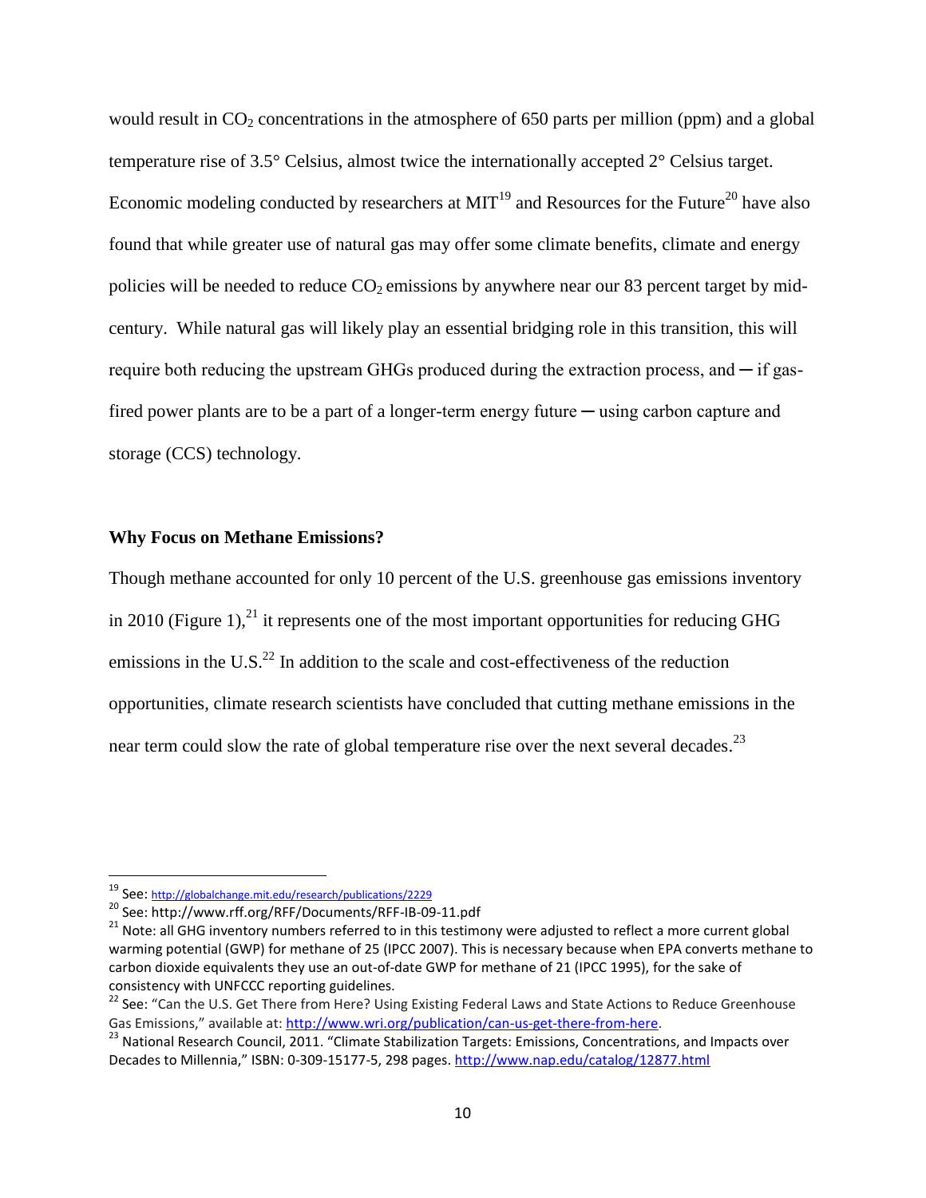would result in $CO_2$ concentrations in the atmosphere of 650 parts per million (ppm) and a global temperature rise of 3.5° Celsius, almost twice the internationally accepted 2° Celsius target. Economic modeling conducted by researchers at MIT[19] and Resources for the Future[20] have also found that while greater use of natural gas may offer some climate benefits, climate and energy policies will be needed to reduce $CO_2$ emissions by anywhere near our 83 percent target by mid-century. While natural gas will likely play an essential bridging role in this transition, this will require both reducing the upstream GHGs produced during the extraction process, and ─ if gas-fired power plants are to be a part of a longer-term energy future ─ using carbon capture and storage (CCS) technology.

**Why Focus on Methane Emissions?**

Though methane accounted for only 10 percent of the U.S. greenhouse gas emissions inventory in 2010 (Figure 1),[21] it represents one of the most important opportunities for reducing GHG emissions in the U.S.[22] In addition to the scale and cost-effectiveness of the reduction opportunities, climate research scientists have concluded that cutting methane emissions in the near term could slow the rate of global temperature rise over the next several decades.[23]

---

[19] See: http://globalchange.mit.edu/research/publications/2229

[20] See: http://www.rff.org/RFF/Documents/RFF-IB-09-11.pdf

[21] Note: all GHG inventory numbers referred to in this testimony were adjusted to reflect a more current global warming potential (GWP) for methane of 25 (IPCC 2007). This is necessary because when EPA converts methane to carbon dioxide equivalents they use an out-of-date GWP for methane of 21 (IPCC 1995), for the sake of consistency with UNFCCC reporting guidelines.

[22] See: "Can the U.S. Get There from Here? Using Existing Federal Laws and State Actions to Reduce Greenhouse Gas Emissions," available at: http://www.wri.org/publication/can-us-get-there-from-here.

[23] National Research Council, 2011. "Climate Stabilization Targets: Emissions, Concentrations, and Impacts over Decades to Millennia," ISBN: 0-309-15177-5, 298 pages. http://www.nap.edu/catalog/12877.html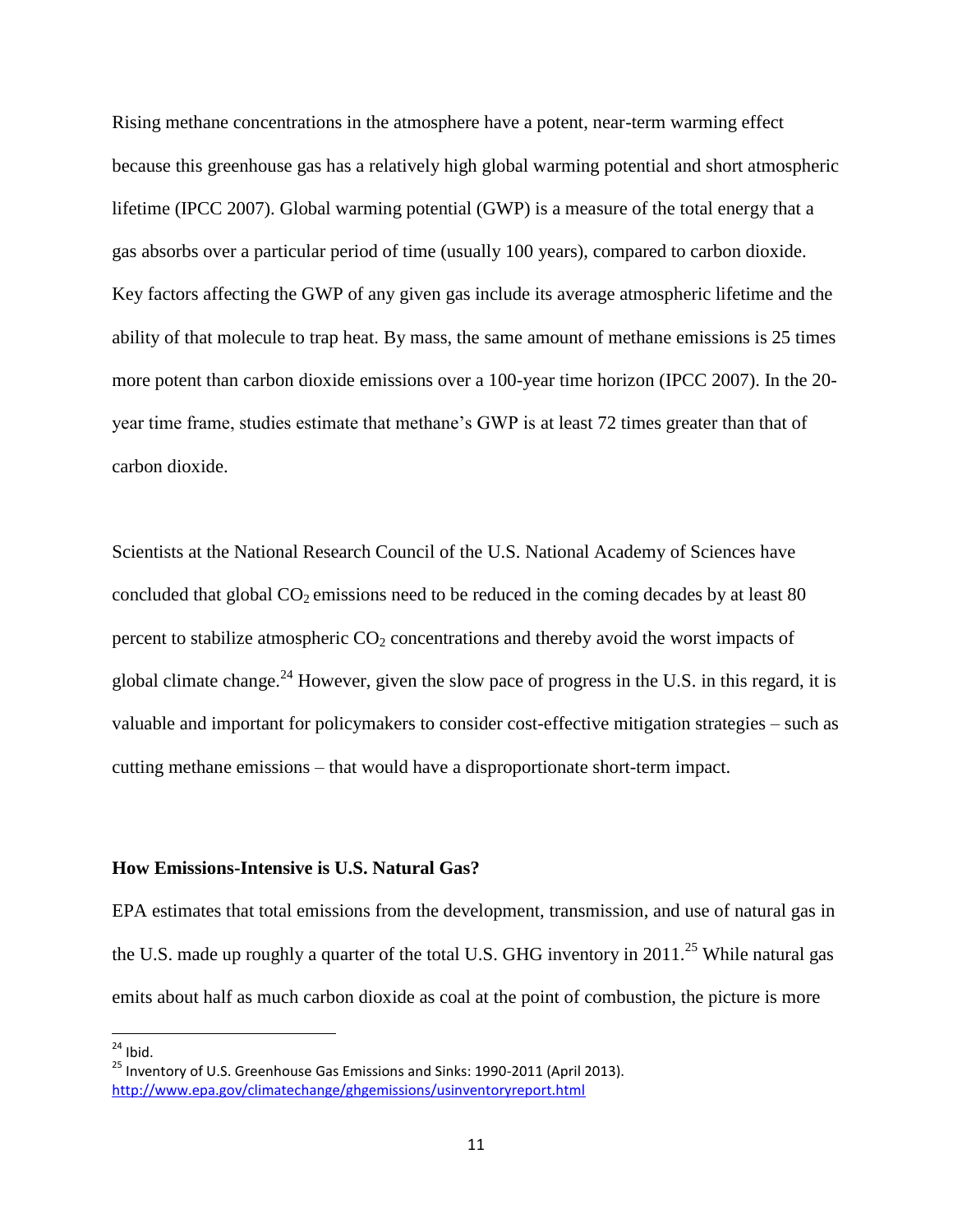Rising methane concentrations in the atmosphere have a potent, near-term warming effect because this greenhouse gas has a relatively high global warming potential and short atmospheric lifetime (IPCC 2007). Global warming potential (GWP) is a measure of the total energy that a gas absorbs over a particular period of time (usually 100 years), compared to carbon dioxide. Key factors affecting the GWP of any given gas include its average atmospheric lifetime and the ability of that molecule to trap heat. By mass, the same amount of methane emissions is 25 times more potent than carbon dioxide emissions over a 100-year time horizon (IPCC 2007). In the 20-year time frame, studies estimate that methane's GWP is at least 72 times greater than that of carbon dioxide.

Scientists at the National Research Council of the U.S. National Academy of Sciences have concluded that global $CO_2$ emissions need to be reduced in the coming decades by at least 80 percent to stabilize atmospheric $CO_2$ concentrations and thereby avoid the worst impacts of global climate change.[24] However, given the slow pace of progress in the U.S. in this regard, it is valuable and important for policymakers to consider cost-effective mitigation strategies – such as cutting methane emissions – that would have a disproportionate short-term impact.

**How Emissions-Intensive is U.S. Natural Gas?**

EPA estimates that total emissions from the development, transmission, and use of natural gas in the U.S. made up roughly a quarter of the total U.S. GHG inventory in 2011.[25] While natural gas emits about half as much carbon dioxide as coal at the point of combustion, the picture is more

[24] Ibid.

[25] Inventory of U.S. Greenhouse Gas Emissions and Sinks: 1990-2011 (April 2013). http://www.epa.gov/climatechange/ghgemissions/usinventoryreport.html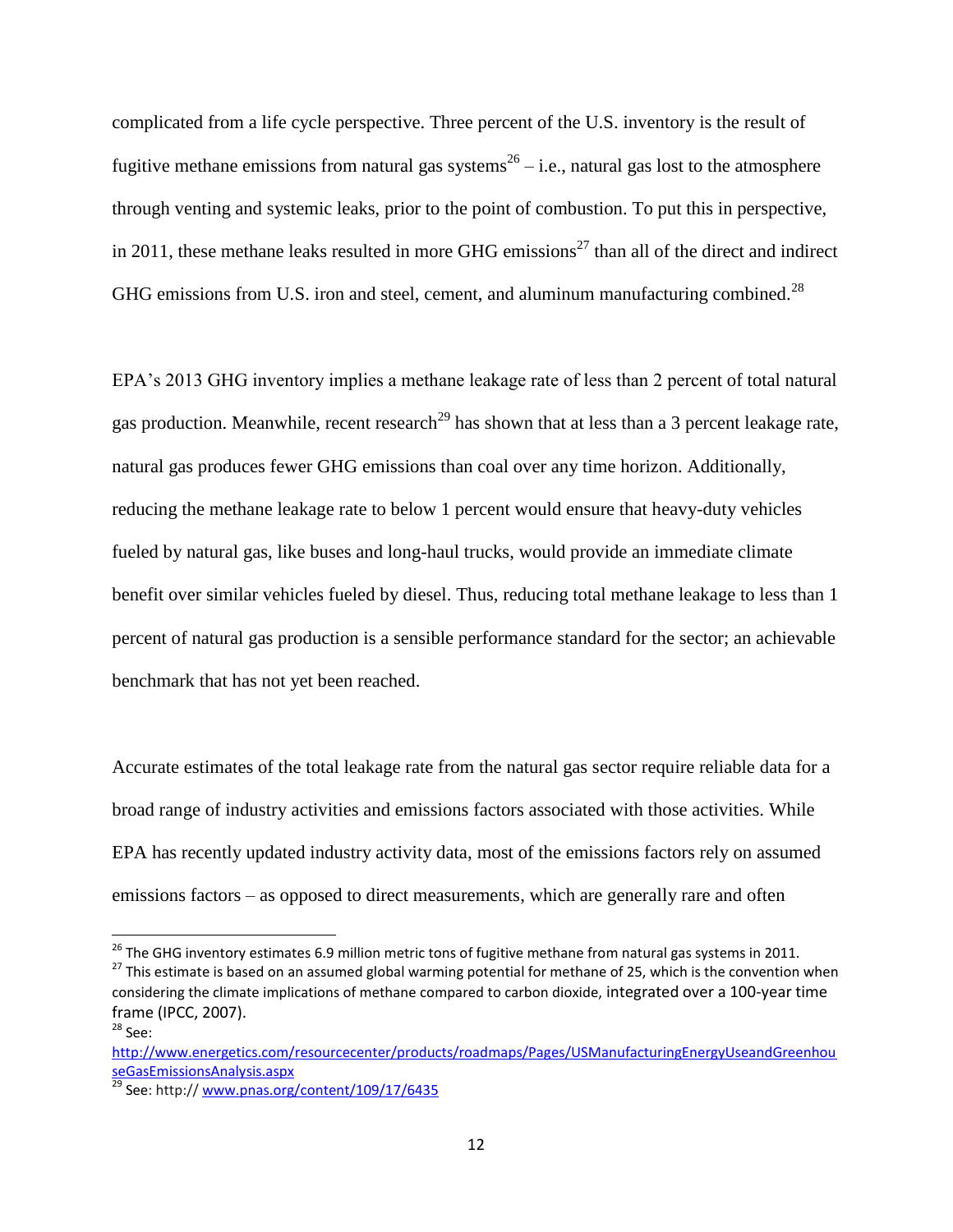complicated from a life cycle perspective. Three percent of the U.S. inventory is the result of fugitive methane emissions from natural gas systems[26] – i.e., natural gas lost to the atmosphere through venting and systemic leaks, prior to the point of combustion. To put this in perspective, in 2011, these methane leaks resulted in more GHG emissions[27] than all of the direct and indirect GHG emissions from U.S. iron and steel, cement, and aluminum manufacturing combined.[28]

EPA's 2013 GHG inventory implies a methane leakage rate of less than 2 percent of total natural gas production. Meanwhile, recent research[29] has shown that at less than a 3 percent leakage rate, natural gas produces fewer GHG emissions than coal over any time horizon. Additionally, reducing the methane leakage rate to below 1 percent would ensure that heavy-duty vehicles fueled by natural gas, like buses and long-haul trucks, would provide an immediate climate benefit over similar vehicles fueled by diesel. Thus, reducing total methane leakage to less than 1 percent of natural gas production is a sensible performance standard for the sector; an achievable benchmark that has not yet been reached.

Accurate estimates of the total leakage rate from the natural gas sector require reliable data for a broad range of industry activities and emissions factors associated with those activities. While EPA has recently updated industry activity data, most of the emissions factors rely on assumed emissions factors – as opposed to direct measurements, which are generally rare and often

---

[26] The GHG inventory estimates 6.9 million metric tons of fugitive methane from natural gas systems in 2011.

[27] This estimate is based on an assumed global warming potential for methane of 25, which is the convention when considering the climate implications of methane compared to carbon dioxide, integrated over a 100-year time frame (IPCC, 2007).

[28] See: http://www.energetics.com/resourcecenter/products/roadmaps/Pages/USManufacturingEnergyUseandGreenhouseGasEmissionsAnalysis.aspx

[29] See: http:// www.pnas.org/content/109/17/6435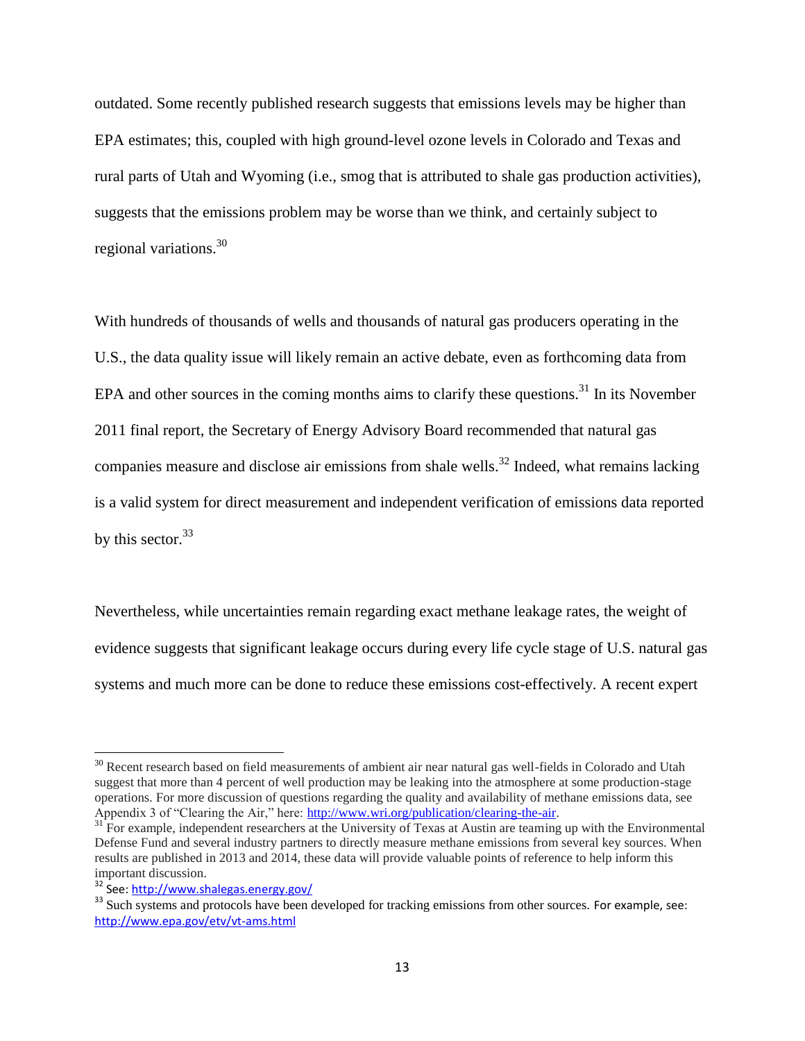outdated. Some recently published research suggests that emissions levels may be higher than EPA estimates; this, coupled with high ground-level ozone levels in Colorado and Texas and rural parts of Utah and Wyoming (i.e., smog that is attributed to shale gas production activities), suggests that the emissions problem may be worse than we think, and certainly subject to regional variations.[30]

With hundreds of thousands of wells and thousands of natural gas producers operating in the U.S., the data quality issue will likely remain an active debate, even as forthcoming data from EPA and other sources in the coming months aims to clarify these questions.[31] In its November 2011 final report, the Secretary of Energy Advisory Board recommended that natural gas companies measure and disclose air emissions from shale wells.[32] Indeed, what remains lacking is a valid system for direct measurement and independent verification of emissions data reported by this sector.[33]

Nevertheless, while uncertainties remain regarding exact methane leakage rates, the weight of evidence suggests that significant leakage occurs during every life cycle stage of U.S. natural gas systems and much more can be done to reduce these emissions cost-effectively. A recent expert

---

[30] Recent research based on field measurements of ambient air near natural gas well-fields in Colorado and Utah suggest that more than 4 percent of well production may be leaking into the atmosphere at some production-stage operations. For more discussion of questions regarding the quality and availability of methane emissions data, see Appendix 3 of "Clearing the Air," here: http://www.wri.org/publication/clearing-the-air.

[31] For example, independent researchers at the University of Texas at Austin are teaming up with the Environmental Defense Fund and several industry partners to directly measure methane emissions from several key sources. When results are published in 2013 and 2014, these data will provide valuable points of reference to help inform this important discussion.

[32] See: http://www.shalegas.energy.gov/

[33] Such systems and protocols have been developed for tracking emissions from other sources. For example, see: http://www.epa.gov/etv/vt-ams.html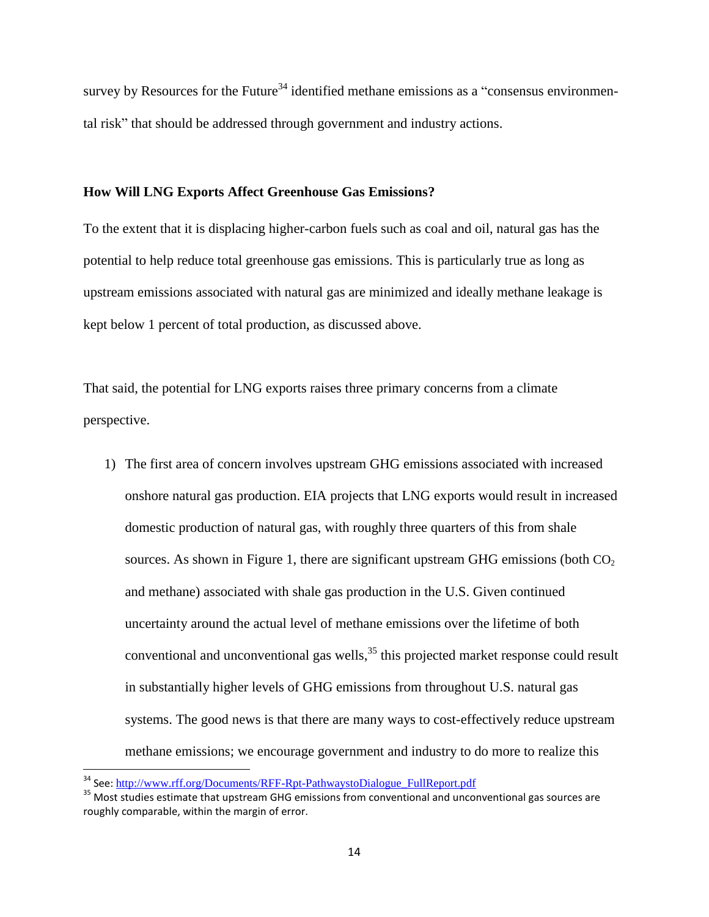survey by Resources for the Future[34] identified methane emissions as a "consensus environmental risk" that should be addressed through government and industry actions.

## How Will LNG Exports Affect Greenhouse Gas Emissions?

To the extent that it is displacing higher-carbon fuels such as coal and oil, natural gas has the potential to help reduce total greenhouse gas emissions. This is particularly true as long as upstream emissions associated with natural gas are minimized and ideally methane leakage is kept below 1 percent of total production, as discussed above.

That said, the potential for LNG exports raises three primary concerns from a climate perspective.

1) The first area of concern involves upstream GHG emissions associated with increased onshore natural gas production. EIA projects that LNG exports would result in increased domestic production of natural gas, with roughly three quarters of this from shale sources. As shown in Figure 1, there are significant upstream GHG emissions (both $CO_2$ and methane) associated with shale gas production in the U.S. Given continued uncertainty around the actual level of methane emissions over the lifetime of both conventional and unconventional gas wells,[35] this projected market response could result in substantially higher levels of GHG emissions from throughout U.S. natural gas systems. The good news is that there are many ways to cost-effectively reduce upstream methane emissions; we encourage government and industry to do more to realize this

[34] See: http://www.rff.org/Documents/RFF-Rpt-PathwaystoDialogue_FullReport.pdf

[35] Most studies estimate that upstream GHG emissions from conventional and unconventional gas sources are roughly comparable, within the margin of error.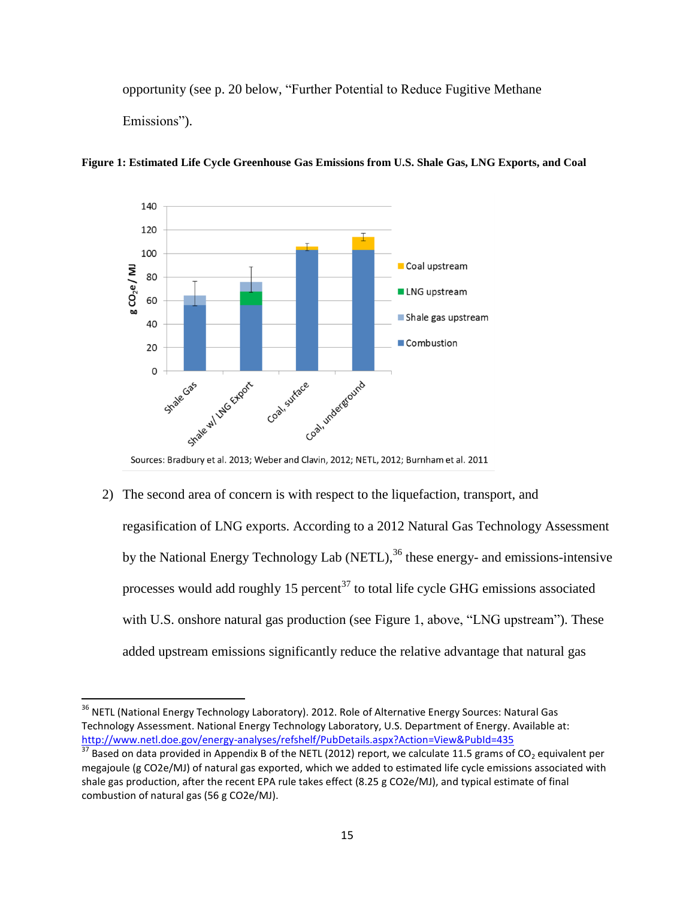opportunity (see p. 20 below, “Further Potential to Reduce Fugitive Methane Emissions”).

**Figure 1: Estimated Life Cycle Greenhouse Gas Emissions from U.S. Shale Gas, LNG Exports, and Coal**

Sources: Bradbury et al. 2013; Weber and Clavin, 2012; NETL, 2012; Burnham et al. 2011

2) The second area of concern is with respect to the liquefaction, transport, and regasification of LNG exports. According to a 2012 Natural Gas Technology Assessment by the National Energy Technology Lab (NETL),[36] these energy- and emissions-intensive processes would add roughly 15 percent[37] to total life cycle GHG emissions associated with U.S. onshore natural gas production (see Figure 1, above, “LNG upstream”). These added upstream emissions significantly reduce the relative advantage that natural gas

---

[36] NETL (National Energy Technology Laboratory). 2012. Role of Alternative Energy Sources: Natural Gas Technology Assessment. National Energy Technology Laboratory, U.S. Department of Energy. Available at: http://www.netl.doe.gov/energy-analyses/refshelf/PubDetails.aspx?Action=View&PubId=435

[37] Based on data provided in Appendix B of the NETL (2012) report, we calculate 11.5 grams of $CO_2$ equivalent per megajoule (g CO2e/MJ) of natural gas exported, which we added to estimated life cycle emissions associated with shale gas production, after the recent EPA rule takes effect (8.25 g CO2e/MJ), and typical estimate of final combustion of natural gas (56 g CO2e/MJ).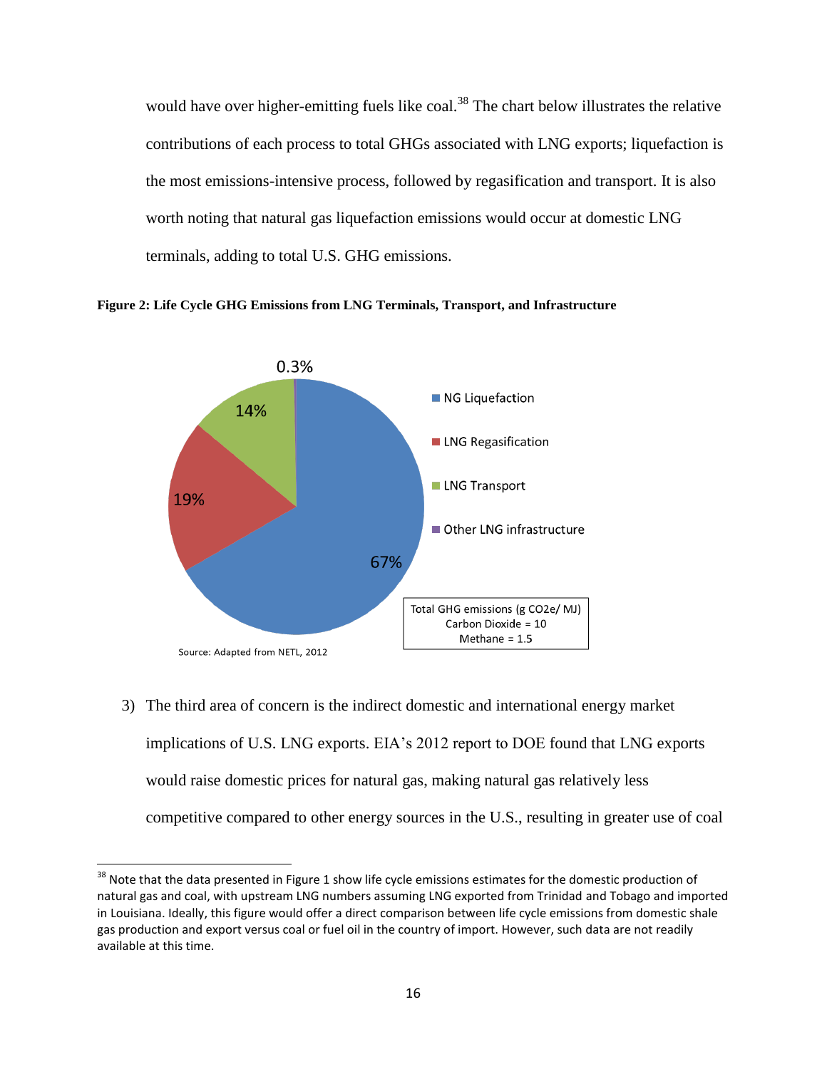would have over higher-emitting fuels like coal.[38] The chart below illustrates the relative contributions of each process to total GHGs associated with LNG exports; liquefaction is the most emissions-intensive process, followed by regasification and transport. It is also worth noting that natural gas liquefaction emissions would occur at domestic LNG terminals, adding to total U.S. GHG emissions.

**Figure 2: Life Cycle GHG Emissions from LNG Terminals, Transport, and Infrastructure**

| Process | Share |
|---|---|
| NG Liquefaction | 67% |
| LNG Regasification | 19% |
| LNG Transport | 14% |
| Other LNG infrastructure | 0.3% |

Total GHG emissions (g $CO_2e$/ MJ)
Carbon Dioxide = 10
Methane = 1.5

Source: Adapted from NETL, 2012

3) The third area of concern is the indirect domestic and international energy market implications of U.S. LNG exports. EIA's 2012 report to DOE found that LNG exports would raise domestic prices for natural gas, making natural gas relatively less competitive compared to other energy sources in the U.S., resulting in greater use of coal

[38] Note that the data presented in Figure 1 show life cycle emissions estimates for the domestic production of natural gas and coal, with upstream LNG numbers assuming LNG exported from Trinidad and Tobago and imported in Louisiana. Ideally, this figure would offer a direct comparison between life cycle emissions from domestic shale gas production and export versus coal or fuel oil in the country of import. However, such data are not readily available at this time.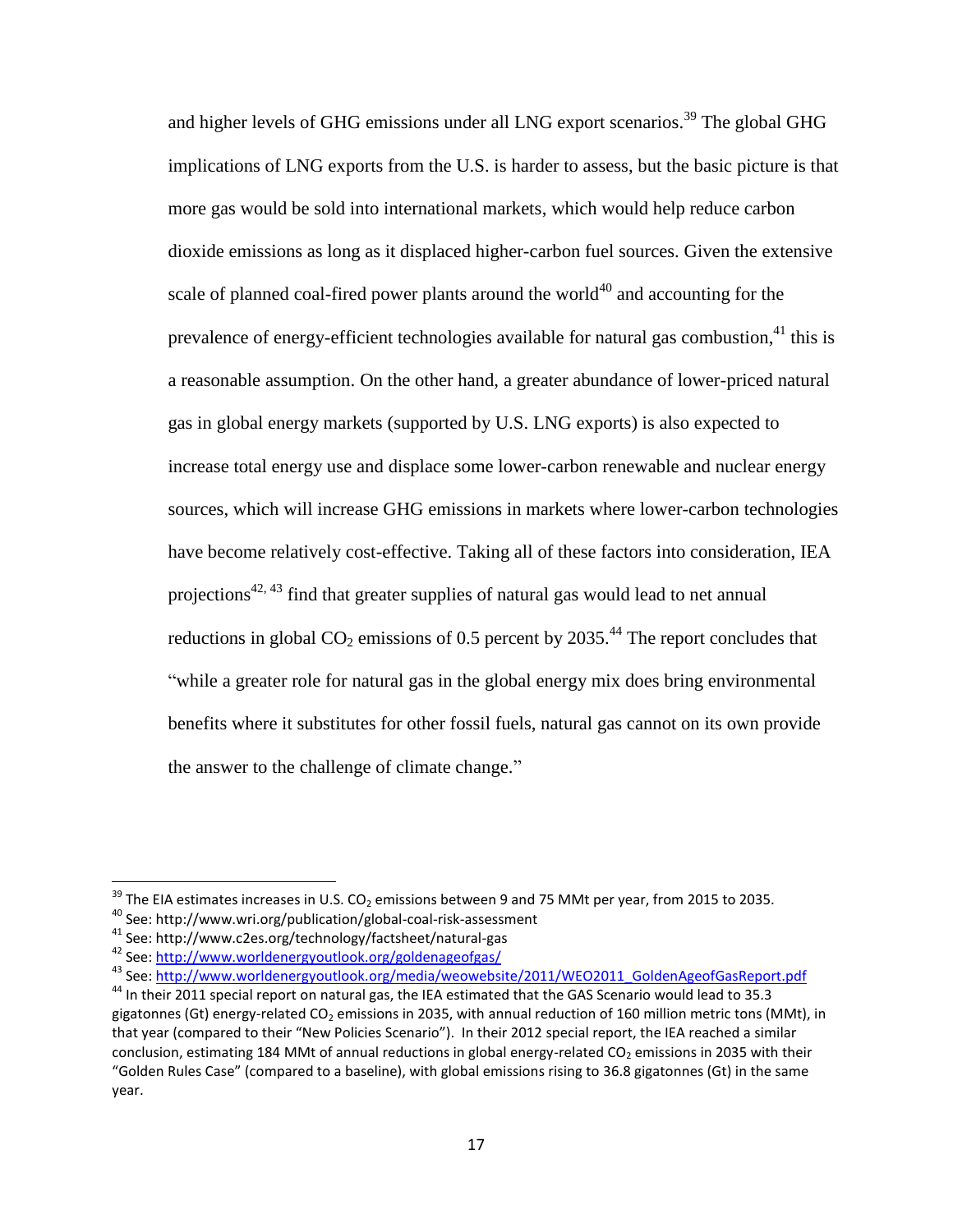and higher levels of GHG emissions under all LNG export scenarios.[39] The global GHG implications of LNG exports from the U.S. is harder to assess, but the basic picture is that more gas would be sold into international markets, which would help reduce carbon dioxide emissions as long as it displaced higher-carbon fuel sources. Given the extensive scale of planned coal-fired power plants around the world[40] and accounting for the prevalence of energy-efficient technologies available for natural gas combustion,[41] this is a reasonable assumption. On the other hand, a greater abundance of lower-priced natural gas in global energy markets (supported by U.S. LNG exports) is also expected to increase total energy use and displace some lower-carbon renewable and nuclear energy sources, which will increase GHG emissions in markets where lower-carbon technologies have become relatively cost-effective. Taking all of these factors into consideration, IEA projections[42, 43] find that greater supplies of natural gas would lead to net annual reductions in global $CO_2$ emissions of 0.5 percent by 2035.[44] The report concludes that "while a greater role for natural gas in the global energy mix does bring environmental benefits where it substitutes for other fossil fuels, natural gas cannot on its own provide the answer to the challenge of climate change."

---

[39] The EIA estimates increases in U.S. $CO_2$ emissions between 9 and 75 MMt per year, from 2015 to 2035.

[40] See: http://www.wri.org/publication/global-coal-risk-assessment

[41] See: http://www.c2es.org/technology/factsheet/natural-gas

[42] See: http://www.worldenergyoutlook.org/goldenageofgas/

[43] See: http://www.worldenergyoutlook.org/media/weowebsite/2011/WEO2011_GoldenAgeofGasReport.pdf

[44] In their 2011 special report on natural gas, the IEA estimated that the GAS Scenario would lead to 35.3 gigatonnes (Gt) energy-related $CO_2$ emissions in 2035, with annual reduction of 160 million metric tons (MMt), in that year (compared to their "New Policies Scenario"). In their 2012 special report, the IEA reached a similar conclusion, estimating 184 MMt of annual reductions in global energy-related $CO_2$ emissions in 2035 with their "Golden Rules Case" (compared to a baseline), with global emissions rising to 36.8 gigatonnes (Gt) in the same year.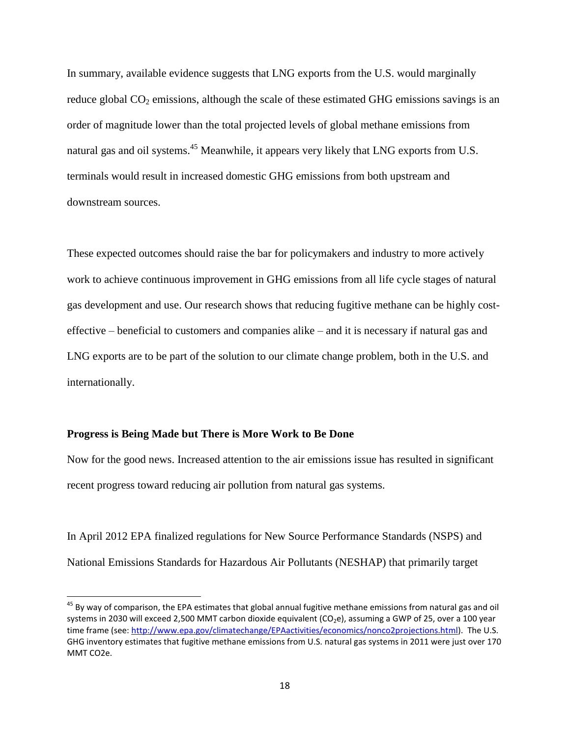In summary, available evidence suggests that LNG exports from the U.S. would marginally reduce global $CO_2$ emissions, although the scale of these estimated GHG emissions savings is an order of magnitude lower than the total projected levels of global methane emissions from natural gas and oil systems.[45] Meanwhile, it appears very likely that LNG exports from U.S. terminals would result in increased domestic GHG emissions from both upstream and downstream sources.

These expected outcomes should raise the bar for policymakers and industry to more actively work to achieve continuous improvement in GHG emissions from all life cycle stages of natural gas development and use. Our research shows that reducing fugitive methane can be highly cost-effective – beneficial to customers and companies alike – and it is necessary if natural gas and LNG exports are to be part of the solution to our climate change problem, both in the U.S. and internationally.

**Progress is Being Made but There is More Work to Be Done**

Now for the good news. Increased attention to the air emissions issue has resulted in significant recent progress toward reducing air pollution from natural gas systems.

In April 2012 EPA finalized regulations for New Source Performance Standards (NSPS) and National Emissions Standards for Hazardous Air Pollutants (NESHAP) that primarily target

---

[45] By way of comparison, the EPA estimates that global annual fugitive methane emissions from natural gas and oil systems in 2030 will exceed 2,500 MMT carbon dioxide equivalent ($CO_2e$), assuming a GWP of 25, over a 100 year time frame (see: http://www.epa.gov/climatechange/EPAactivities/economics/nonco2projections.html). The U.S. GHG inventory estimates that fugitive methane emissions from U.S. natural gas systems in 2011 were just over 170 MMT CO2e.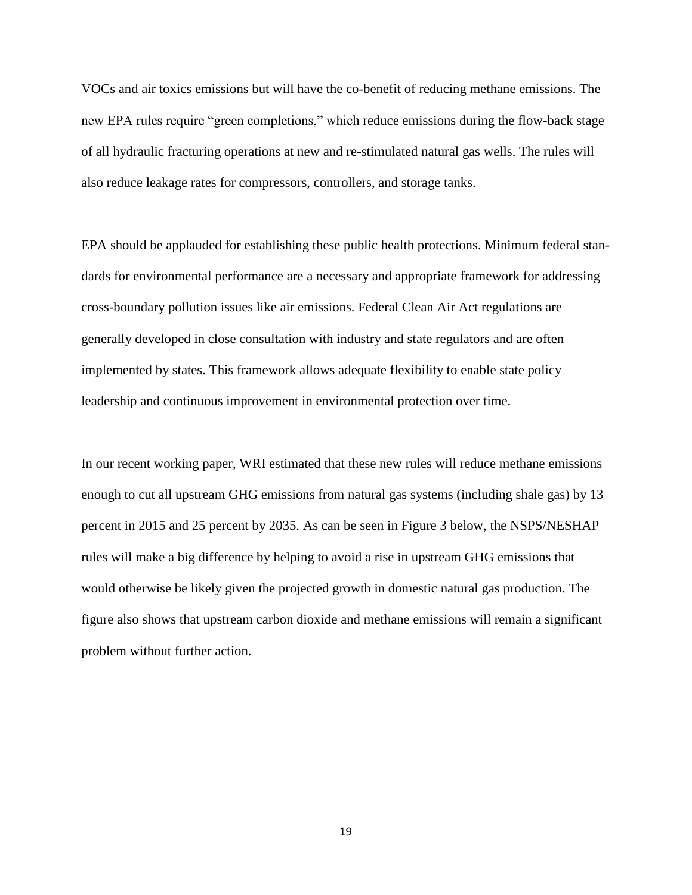VOCs and air toxics emissions but will have the co-benefit of reducing methane emissions. The new EPA rules require "green completions," which reduce emissions during the flow-back stage of all hydraulic fracturing operations at new and re-stimulated natural gas wells. The rules will also reduce leakage rates for compressors, controllers, and storage tanks.

EPA should be applauded for establishing these public health protections. Minimum federal standards for environmental performance are a necessary and appropriate framework for addressing cross-boundary pollution issues like air emissions. Federal Clean Air Act regulations are generally developed in close consultation with industry and state regulators and are often implemented by states. This framework allows adequate flexibility to enable state policy leadership and continuous improvement in environmental protection over time.

In our recent working paper, WRI estimated that these new rules will reduce methane emissions enough to cut all upstream GHG emissions from natural gas systems (including shale gas) by 13 percent in 2015 and 25 percent by 2035. As can be seen in Figure 3 below, the NSPS/NESHAP rules will make a big difference by helping to avoid a rise in upstream GHG emissions that would otherwise be likely given the projected growth in domestic natural gas production. The figure also shows that upstream carbon dioxide and methane emissions will remain a significant problem without further action.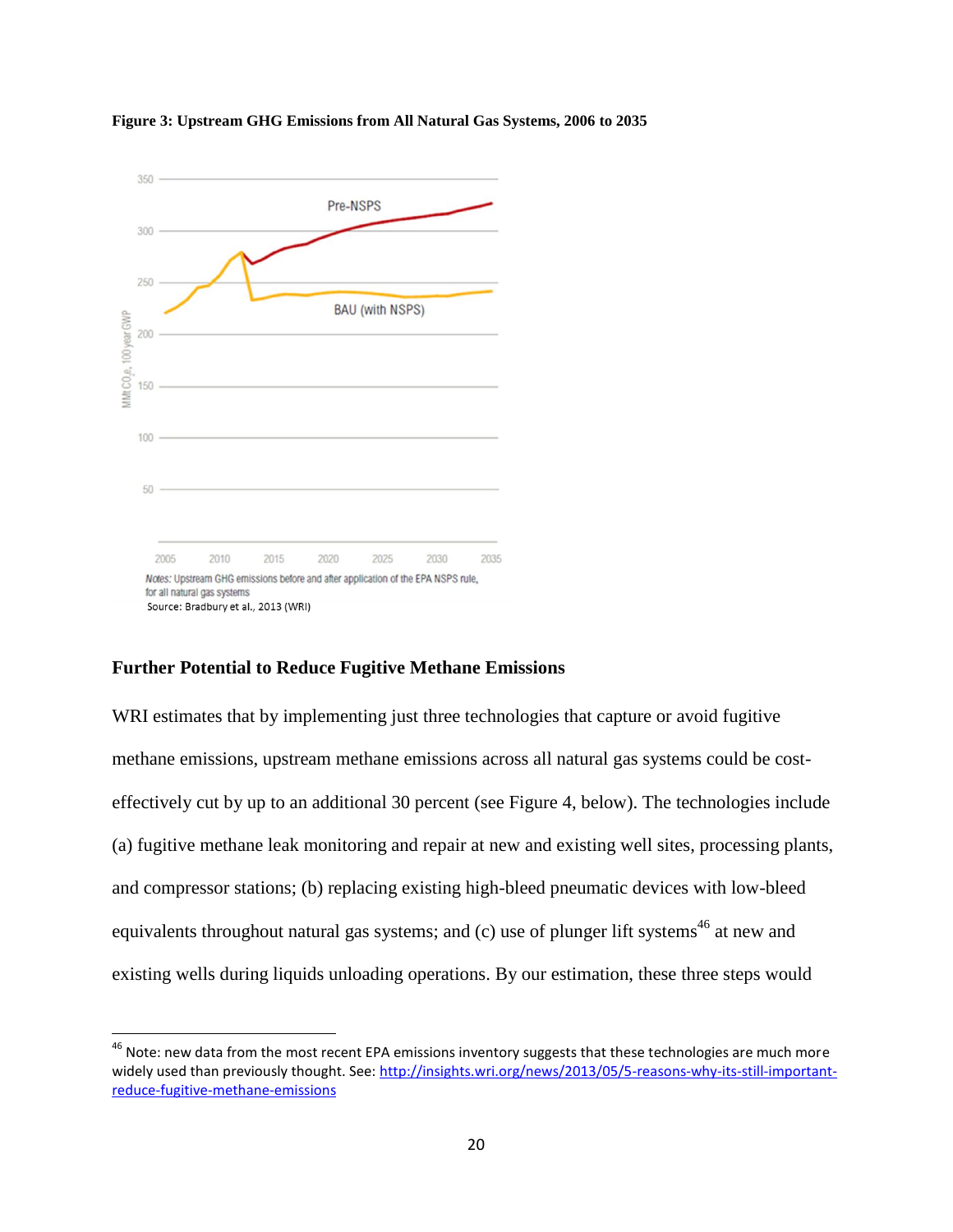**Figure 3: Upstream GHG Emissions from All Natural Gas Systems, 2006 to 2035**

Notes: Upstream GHG emissions before and after application of the EPA NSPS rule, for all natural gas systems

Source: Bradbury et al., 2013 (WRI)

## Further Potential to Reduce Fugitive Methane Emissions

WRI estimates that by implementing just three technologies that capture or avoid fugitive methane emissions, upstream methane emissions across all natural gas systems could be cost-effectively cut by up to an additional 30 percent (see Figure 4, below). The technologies include (a) fugitive methane leak monitoring and repair at new and existing well sites, processing plants, and compressor stations; (b) replacing existing high-bleed pneumatic devices with low-bleed equivalents throughout natural gas systems; and (c) use of plunger lift systems[46] at new and existing wells during liquids unloading operations. By our estimation, these three steps would

[46] Note: new data from the most recent EPA emissions inventory suggests that these technologies are much more widely used than previously thought. See: http://insights.wri.org/news/2013/05/5-reasons-why-its-still-important-reduce-fugitive-methane-emissions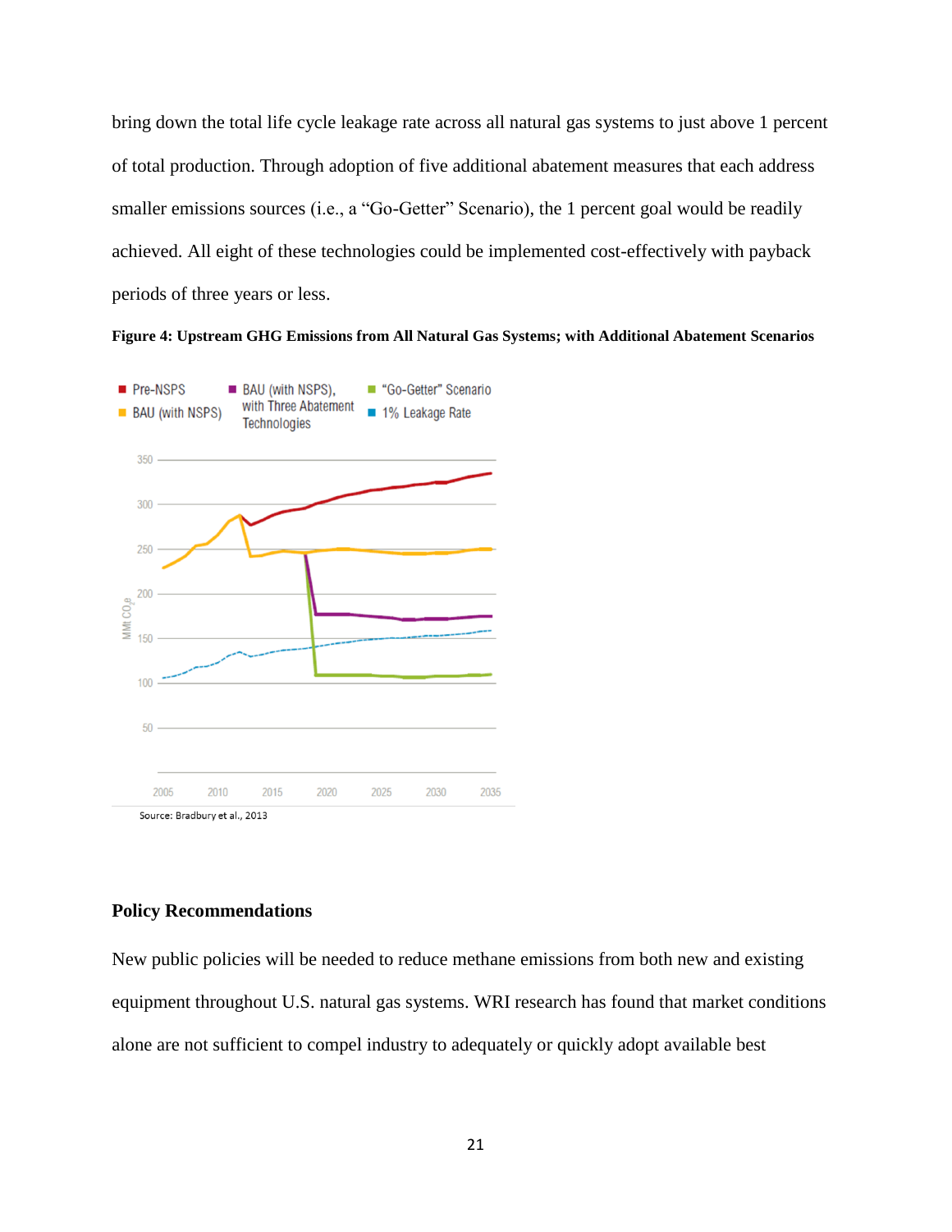bring down the total life cycle leakage rate across all natural gas systems to just above 1 percent of total production. Through adoption of five additional abatement measures that each address smaller emissions sources (i.e., a "Go-Getter" Scenario), the 1 percent goal would be readily achieved. All eight of these technologies could be implemented cost-effectively with payback periods of three years or less.

**Figure 4: Upstream GHG Emissions from All Natural Gas Systems; with Additional Abatement Scenarios**

Source: Bradbury et al., 2013

## Policy Recommendations

New public policies will be needed to reduce methane emissions from both new and existing equipment throughout U.S. natural gas systems. WRI research has found that market conditions alone are not sufficient to compel industry to adequately or quickly adopt available best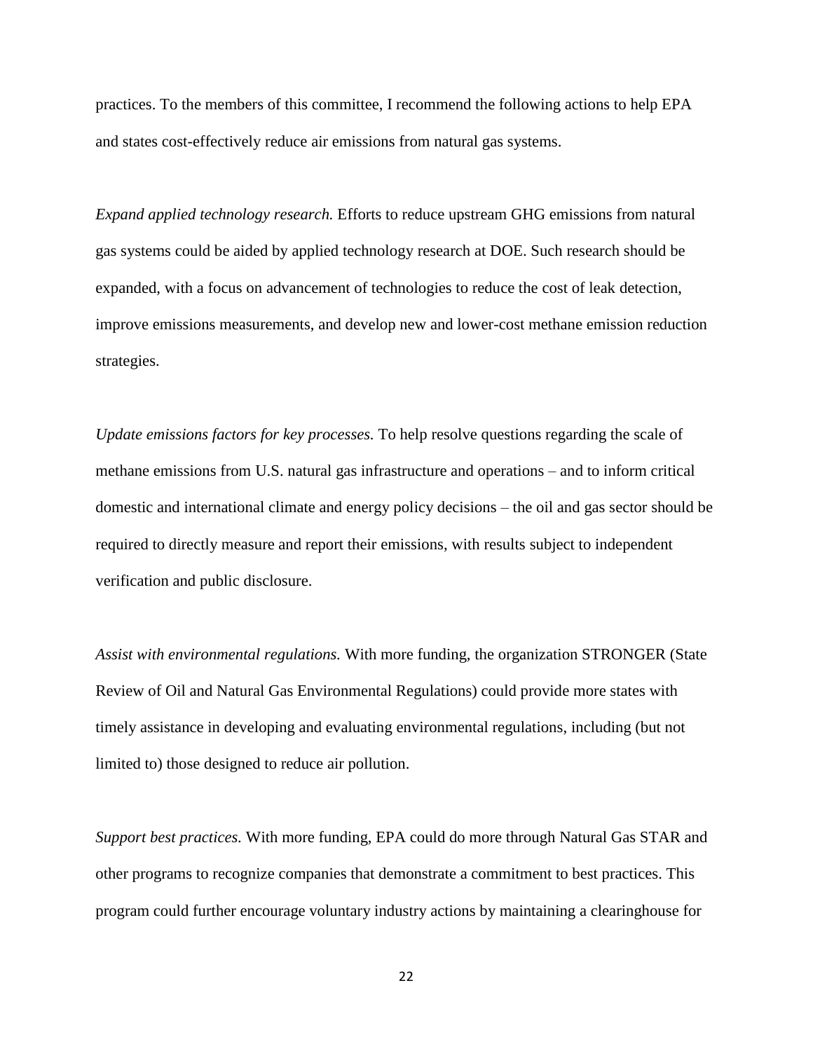practices. To the members of this committee, I recommend the following actions to help EPA and states cost-effectively reduce air emissions from natural gas systems.

*Expand applied technology research.* Efforts to reduce upstream GHG emissions from natural gas systems could be aided by applied technology research at DOE. Such research should be expanded, with a focus on advancement of technologies to reduce the cost of leak detection, improve emissions measurements, and develop new and lower-cost methane emission reduction strategies.

*Update emissions factors for key processes.* To help resolve questions regarding the scale of methane emissions from U.S. natural gas infrastructure and operations – and to inform critical domestic and international climate and energy policy decisions – the oil and gas sector should be required to directly measure and report their emissions, with results subject to independent verification and public disclosure.

*Assist with environmental regulations.* With more funding, the organization STRONGER (State Review of Oil and Natural Gas Environmental Regulations) could provide more states with timely assistance in developing and evaluating environmental regulations, including (but not limited to) those designed to reduce air pollution.

*Support best practices.* With more funding, EPA could do more through Natural Gas STAR and other programs to recognize companies that demonstrate a commitment to best practices. This program could further encourage voluntary industry actions by maintaining a clearinghouse for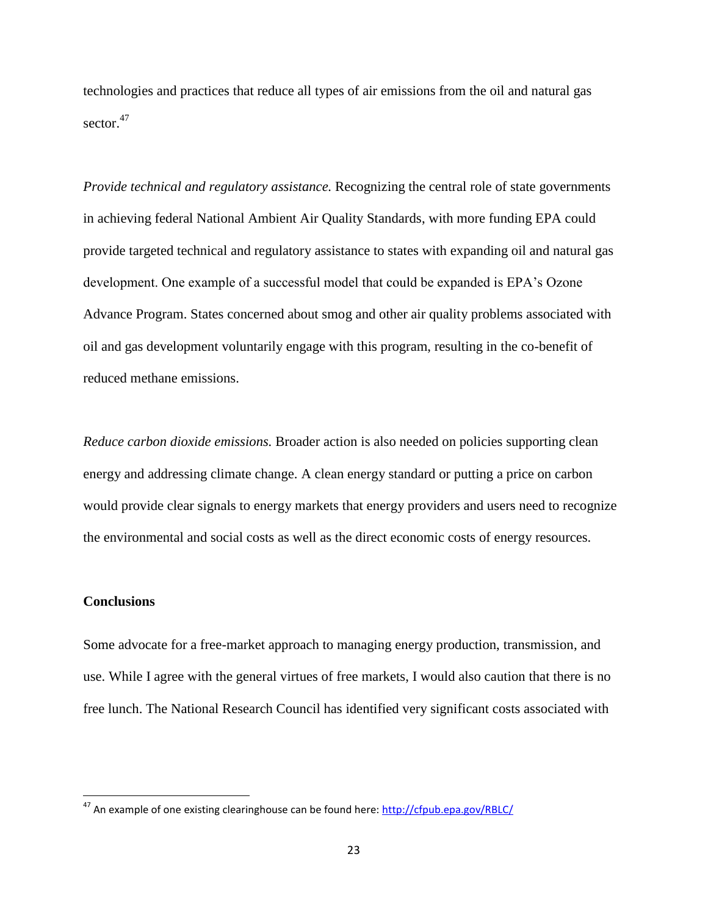technologies and practices that reduce all types of air emissions from the oil and natural gas sector.[47]

*Provide technical and regulatory assistance.* Recognizing the central role of state governments in achieving federal National Ambient Air Quality Standards, with more funding EPA could provide targeted technical and regulatory assistance to states with expanding oil and natural gas development. One example of a successful model that could be expanded is EPA's Ozone Advance Program. States concerned about smog and other air quality problems associated with oil and gas development voluntarily engage with this program, resulting in the co-benefit of reduced methane emissions.

*Reduce carbon dioxide emissions.* Broader action is also needed on policies supporting clean energy and addressing climate change. A clean energy standard or putting a price on carbon would provide clear signals to energy markets that energy providers and users need to recognize the environmental and social costs as well as the direct economic costs of energy resources.

**Conclusions**

Some advocate for a free-market approach to managing energy production, transmission, and use. While I agree with the general virtues of free markets, I would also caution that there is no free lunch. The National Research Council has identified very significant costs associated with

[47] An example of one existing clearinghouse can be found here: http://cfpub.epa.gov/RBLC/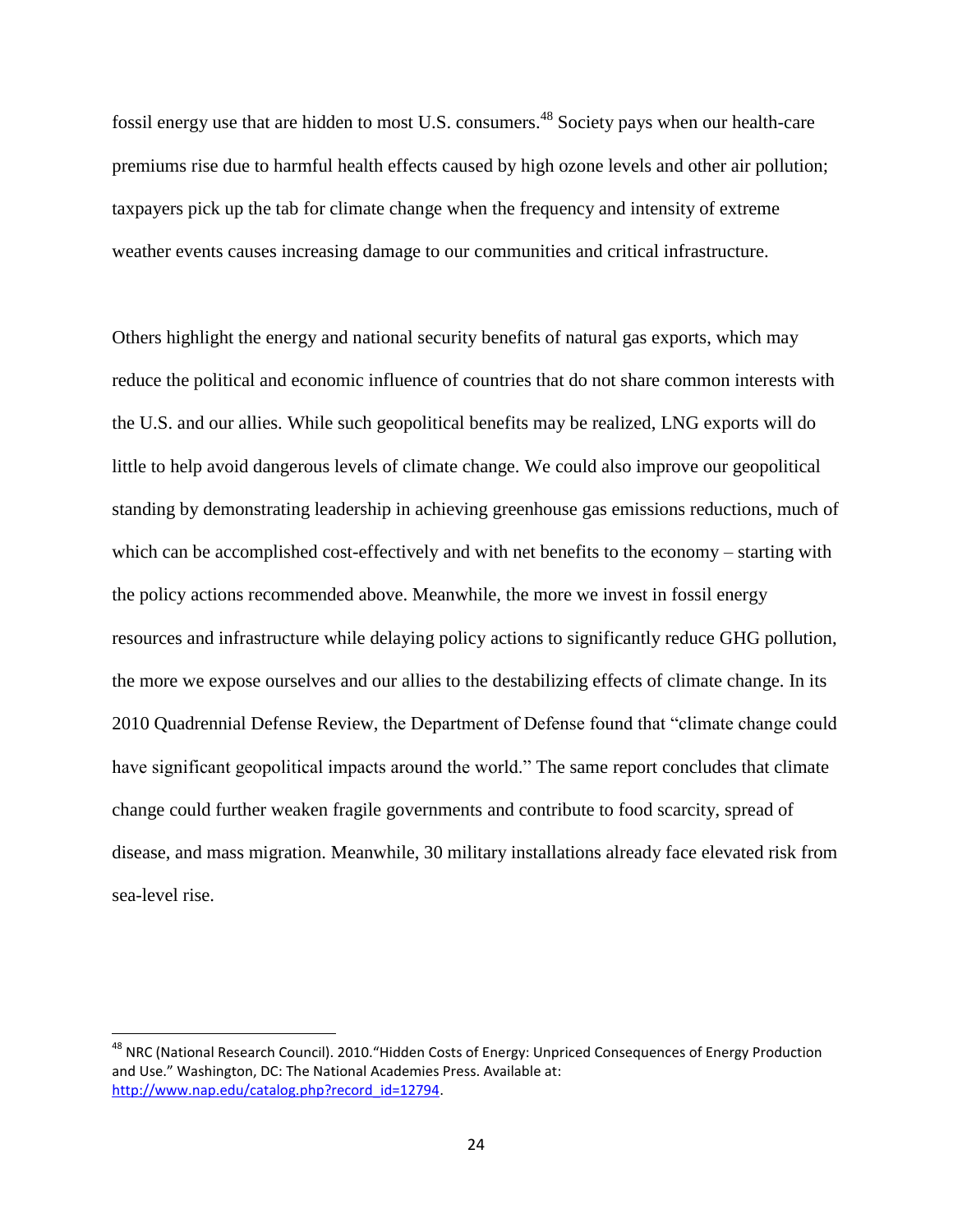fossil energy use that are hidden to most U.S. consumers.[48] Society pays when our health-care premiums rise due to harmful health effects caused by high ozone levels and other air pollution; taxpayers pick up the tab for climate change when the frequency and intensity of extreme weather events causes increasing damage to our communities and critical infrastructure.

Others highlight the energy and national security benefits of natural gas exports, which may reduce the political and economic influence of countries that do not share common interests with the U.S. and our allies. While such geopolitical benefits may be realized, LNG exports will do little to help avoid dangerous levels of climate change. We could also improve our geopolitical standing by demonstrating leadership in achieving greenhouse gas emissions reductions, much of which can be accomplished cost-effectively and with net benefits to the economy – starting with the policy actions recommended above. Meanwhile, the more we invest in fossil energy resources and infrastructure while delaying policy actions to significantly reduce GHG pollution, the more we expose ourselves and our allies to the destabilizing effects of climate change. In its 2010 Quadrennial Defense Review, the Department of Defense found that "climate change could have significant geopolitical impacts around the world." The same report concludes that climate change could further weaken fragile governments and contribute to food scarcity, spread of disease, and mass migration. Meanwhile, 30 military installations already face elevated risk from sea-level rise.

---

[48] NRC (National Research Council). 2010."Hidden Costs of Energy: Unpriced Consequences of Energy Production and Use." Washington, DC: The National Academies Press. Available at: http://www.nap.edu/catalog.php?record_id=12794.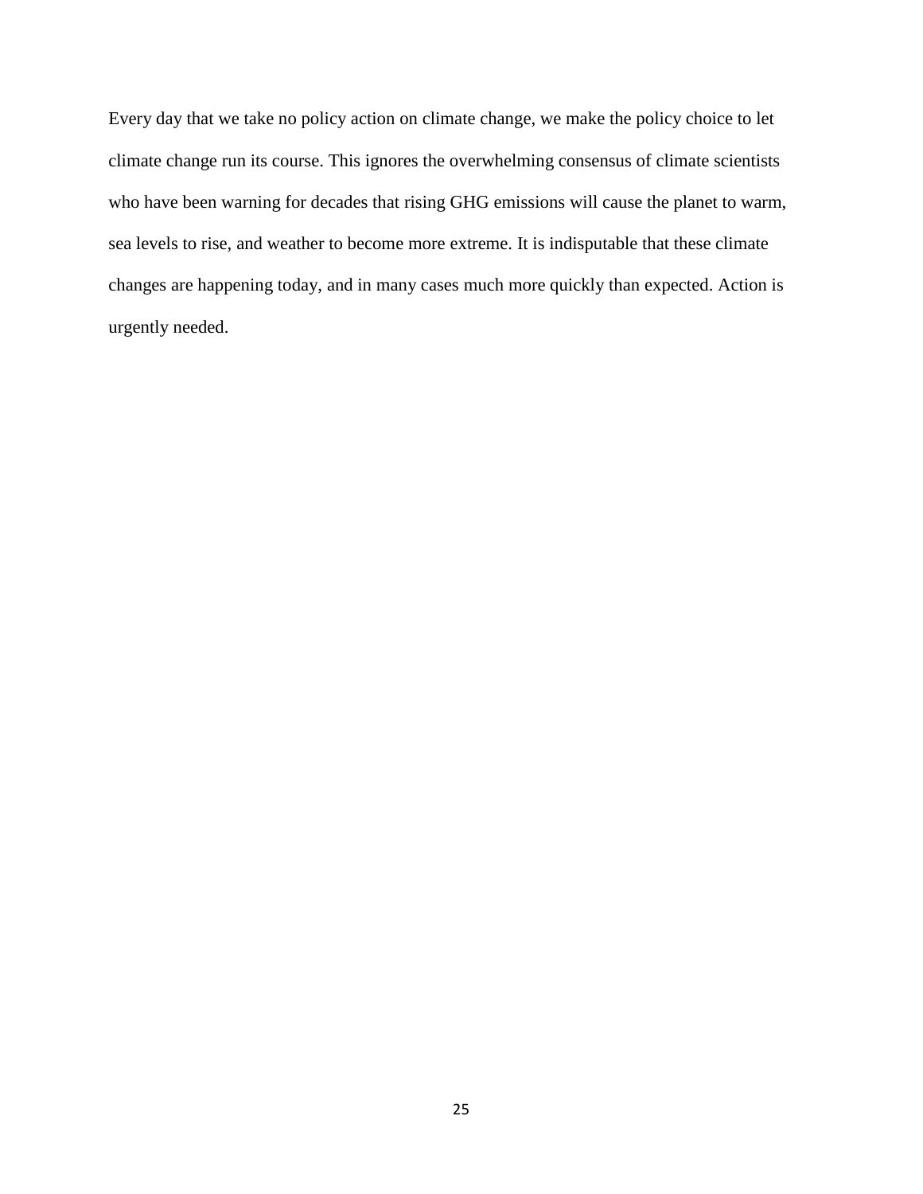Every day that we take no policy action on climate change, we make the policy choice to let climate change run its course. This ignores the overwhelming consensus of climate scientists who have been warning for decades that rising GHG emissions will cause the planet to warm, sea levels to rise, and weather to become more extreme. It is indisputable that these climate changes are happening today, and in many cases much more quickly than expected. Action is urgently needed.